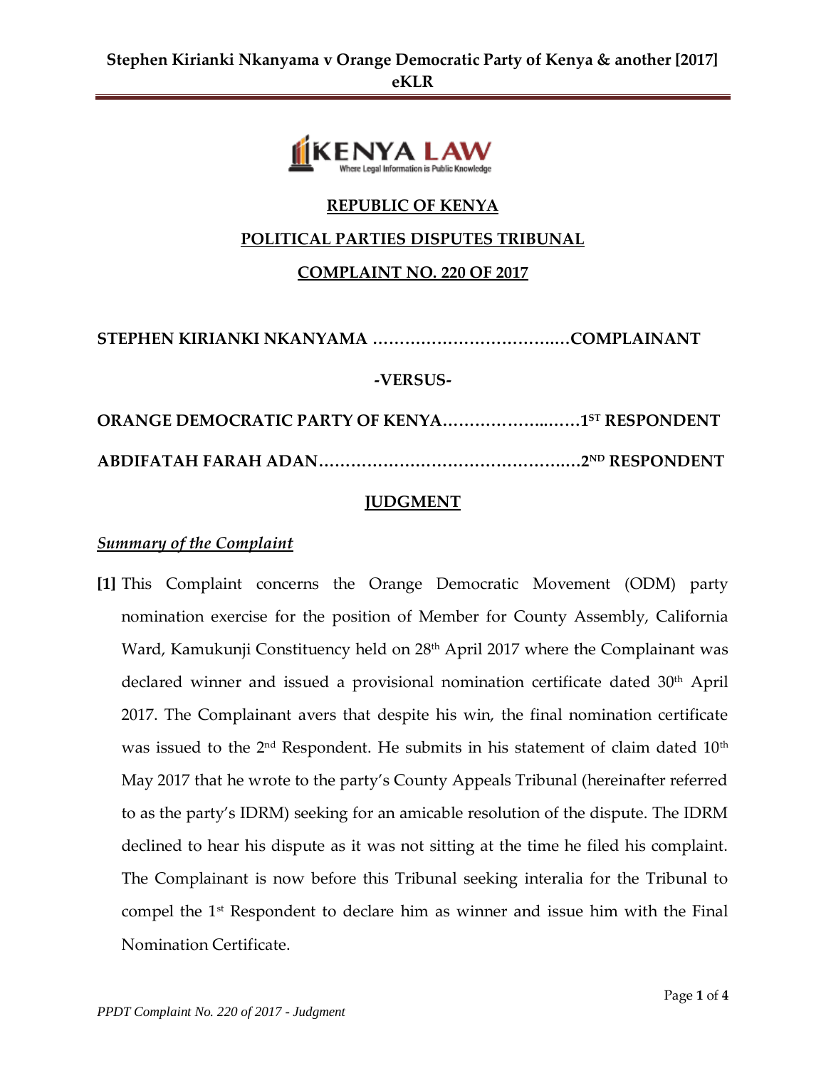**REPUBLIC OF KENYA**

**POLITICAL PARTIES DISPUTES TRIBUNAL**

**COMPLAINT NO. 220 OF 2017**

**STEPHEN KIRIANKI NKANYAMA ……………………………..…COMPLAINANT**

**-VERSUS-**

**ORANGE DEMOCRATIC PARTY OF KENYA……………….……1ST RESPONDENT**

**ABDIFATAH FARAH ADAN…………………………………….…2ND RESPONDENT**

**JUDGMENT**

***Summary of the Complaint***

**[1]** This Complaint concerns the Orange Democratic Movement (ODM) party nomination exercise for the position of Member for County Assembly, California Ward, Kamukunji Constituency held on 28th April 2017 where the Complainant was declared winner and issued a provisional nomination certificate dated 30th April 2017. The Complainant avers that despite his win, the final nomination certificate was issued to the 2nd Respondent. He submits in his statement of claim dated 10th May 2017 that he wrote to the party's County Appeals Tribunal (hereinafter referred to as the party's IDRM) seeking for an amicable resolution of the dispute. The IDRM declined to hear his dispute as it was not sitting at the time he filed his complaint. The Complainant is now before this Tribunal seeking interalia for the Tribunal to compel the 1st Respondent to declare him as winner and issue him with the Final Nomination Certificate.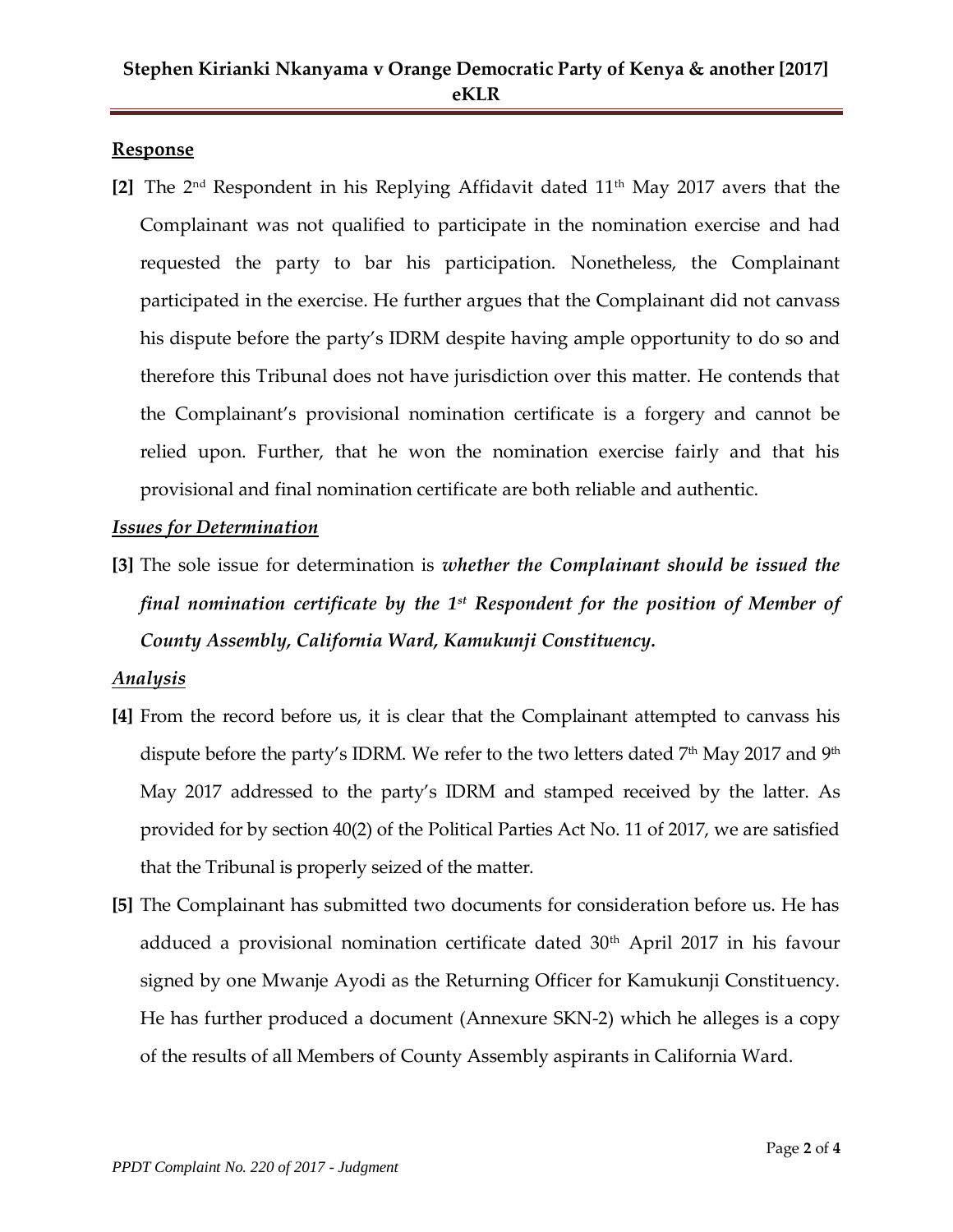## **Response**

**[2]** The 2nd Respondent in his Replying Affidavit dated 11th May 2017 avers that the Complainant was not qualified to participate in the nomination exercise and had requested the party to bar his participation. Nonetheless, the Complainant participated in the exercise. He further argues that the Complainant did not canvass his dispute before the party's IDRM despite having ample opportunity to do so and therefore this Tribunal does not have jurisdiction over this matter. He contends that the Complainant's provisional nomination certificate is a forgery and cannot be relied upon. Further, that he won the nomination exercise fairly and that his provisional and final nomination certificate are both reliable and authentic.

### ***Issues for Determination***

**[3]** The sole issue for determination is ***whether the Complainant should be issued the final nomination certificate by the 1st Respondent for the position of Member of County Assembly, California Ward, Kamukunji Constituency.***

### ***Analysis***

**[4]** From the record before us, it is clear that the Complainant attempted to canvass his dispute before the party's IDRM. We refer to the two letters dated 7th May 2017 and 9th May 2017 addressed to the party's IDRM and stamped received by the latter. As provided for by section 40(2) of the Political Parties Act No. 11 of 2017, we are satisfied that the Tribunal is properly seized of the matter.

**[5]** The Complainant has submitted two documents for consideration before us. He has adduced a provisional nomination certificate dated 30th April 2017 in his favour signed by one Mwanje Ayodi as the Returning Officer for Kamukunji Constituency. He has further produced a document (Annexure SKN-2) which he alleges is a copy of the results of all Members of County Assembly aspirants in California Ward.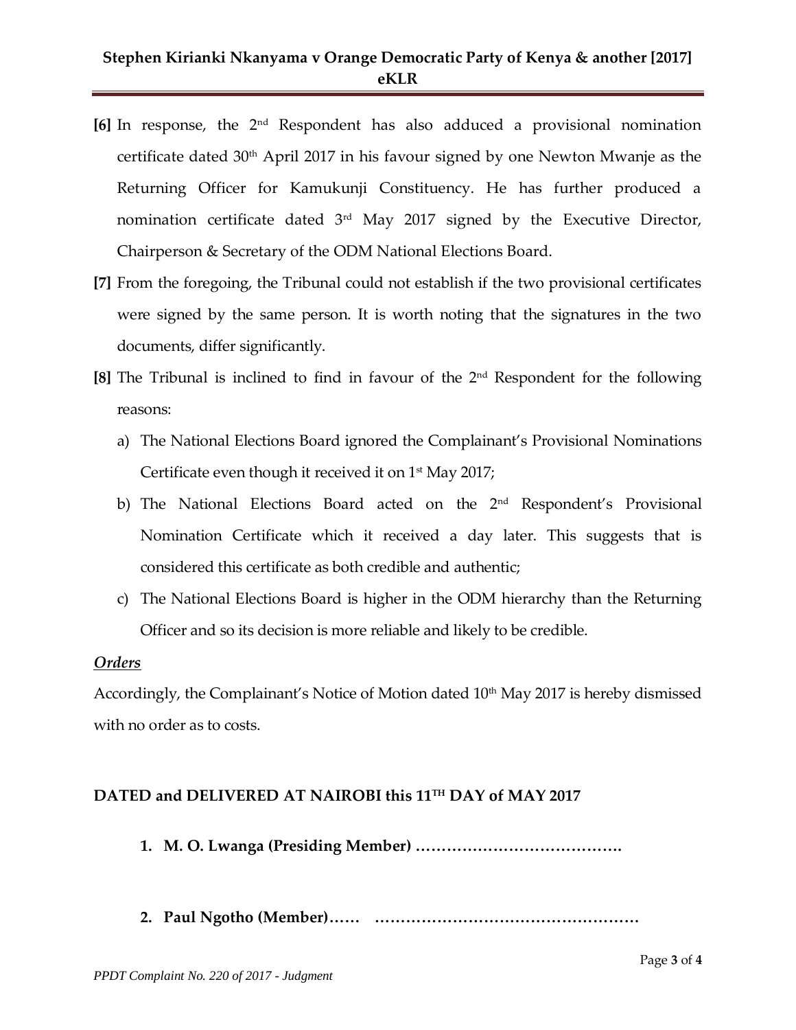**[6]** In response, the 2nd Respondent has also adduced a provisional nomination certificate dated 30th April 2017 in his favour signed by one Newton Mwanje as the Returning Officer for Kamukunji Constituency. He has further produced a nomination certificate dated 3rd May 2017 signed by the Executive Director, Chairperson & Secretary of the ODM National Elections Board.

**[7]** From the foregoing, the Tribunal could not establish if the two provisional certificates were signed by the same person. It is worth noting that the signatures in the two documents, differ significantly.

**[8]** The Tribunal is inclined to find in favour of the 2nd Respondent for the following reasons:

a) The National Elections Board ignored the Complainant's Provisional Nominations Certificate even though it received it on 1st May 2017;

b) The National Elections Board acted on the 2nd Respondent's Provisional Nomination Certificate which it received a day later. This suggests that is considered this certificate as both credible and authentic;

c) The National Elections Board is higher in the ODM hierarchy than the Returning Officer and so its decision is more reliable and likely to be credible.

***Orders***

Accordingly, the Complainant's Notice of Motion dated 10th May 2017 is hereby dismissed with no order as to costs.

**DATED and DELIVERED AT NAIROBI this 11TH DAY of MAY 2017**

1. **M. O. Lwanga (Presiding Member) ………………………………….**

2. **Paul Ngotho (Member)…… ……………………………………………**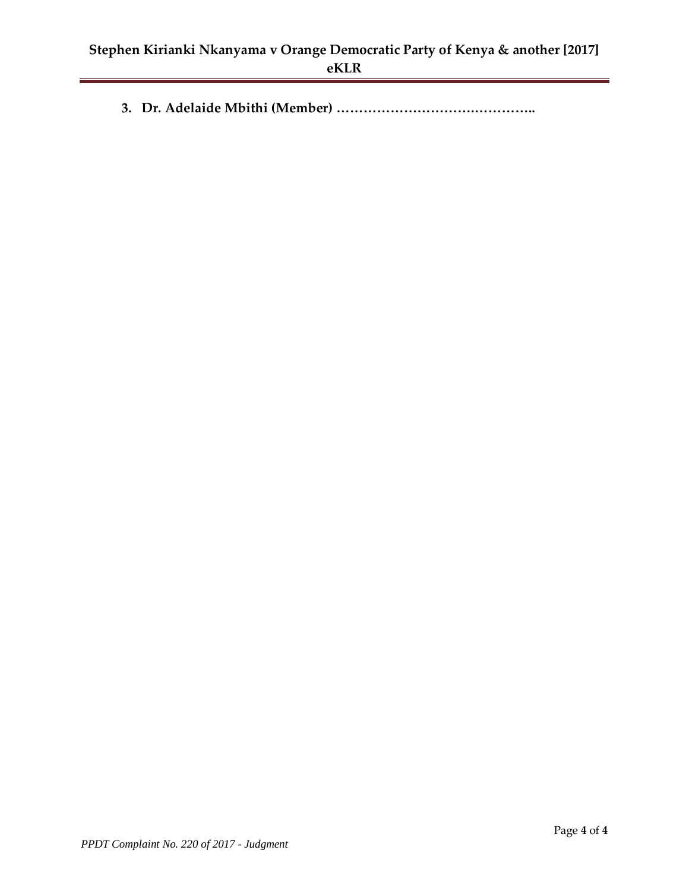3. **Dr. Adelaide Mbithi (Member) …………………………….…………..**